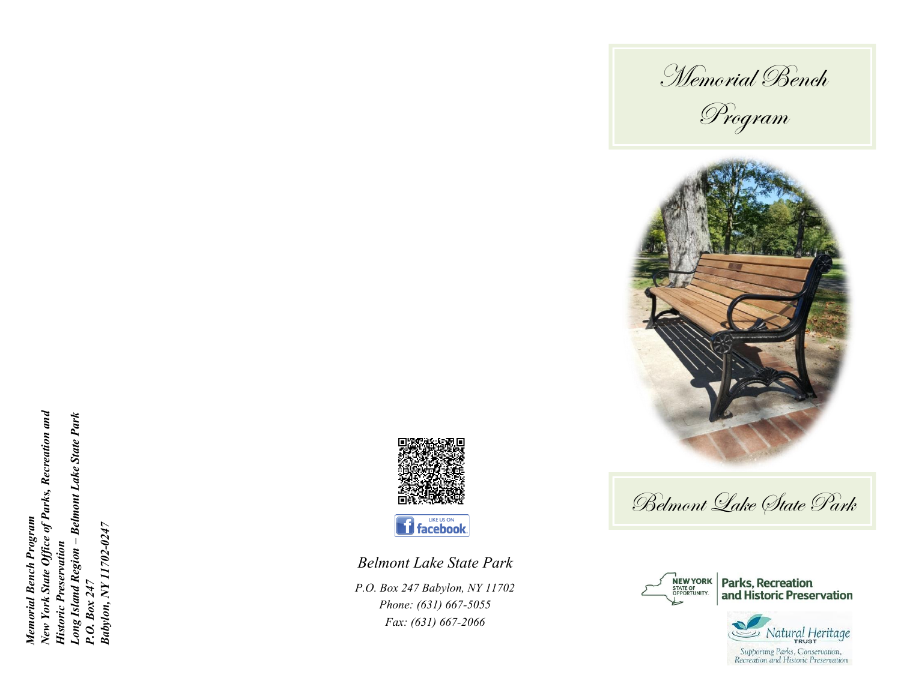*Memorial Bench Program*
*New York State Office of Parks, Recreation and Historic Preservation*
*Long Island Region – Belmont Lake State Park*
*P.O. Box 247*
*Babylon, NY 11702-0247*

LIKE US ON facebook

*Belmont Lake State Park*

*P.O. Box 247 Babylon, NY 11702*
*Phone: (631) 667-5055*
*Fax: (631) 667-2066*

# *Memorial Bench Program*

## *Belmont Lake State Park*

NEW YORK STATE OF OPPORTUNITY. Parks, Recreation and Historic Preservation

Natural Heritage TRUST
Supporting Parks, Conservation, Recreation and Historic Preservation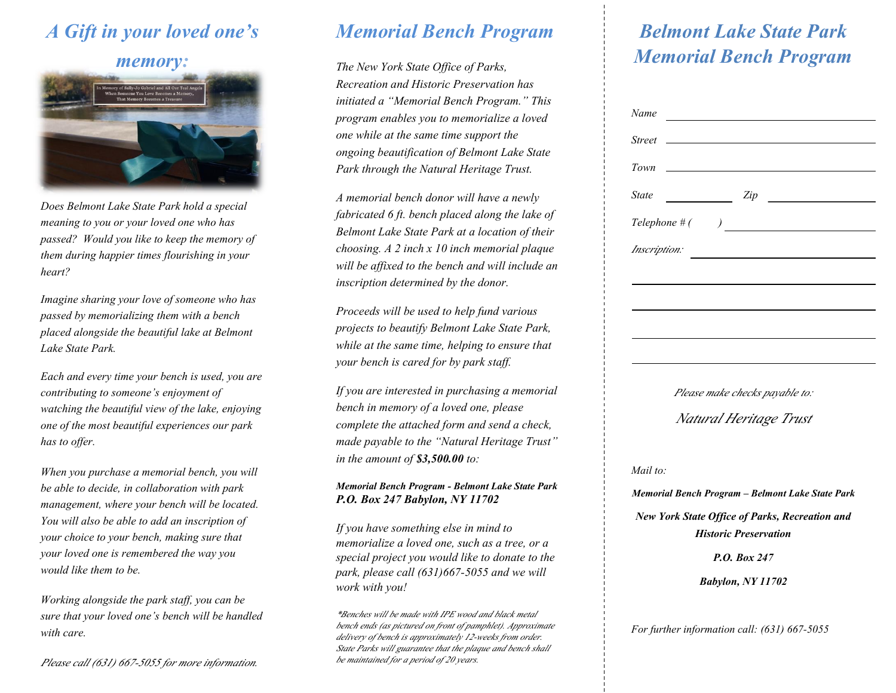## *A Gift in your loved one's memory:*

*Does Belmont Lake State Park hold a special meaning to you or your loved one who has passed? Would you like to keep the memory of them during happier times flourishing in your heart?*

*Imagine sharing your love of someone who has passed by memorializing them with a bench placed alongside the beautiful lake at Belmont Lake State Park.*

*Each and every time your bench is used, you are contributing to someone's enjoyment of watching the beautiful view of the lake, enjoying one of the most beautiful experiences our park has to offer.*

*When you purchase a memorial bench, you will be able to decide, in collaboration with park management, where your bench will be located. You will also be able to add an inscription of your choice to your bench, making sure that your loved one is remembered the way you would like them to be.*

*Working alongside the park staff, you can be sure that your loved one's bench will be handled with care.*

*Please call (631) 667-5055 for more information.*

## *Memorial Bench Program*

*The New York State Office of Parks, Recreation and Historic Preservation has initiated a "Memorial Bench Program." This program enables you to memorialize a loved one while at the same time support the ongoing beautification of Belmont Lake State Park through the Natural Heritage Trust.*

*A memorial bench donor will have a newly fabricated 6 ft. bench placed along the lake of Belmont Lake State Park at a location of their choosing. A 2 inch x 10 inch memorial plaque will be affixed to the bench and will include an inscription determined by the donor.*

*Proceeds will be used to help fund various projects to beautify Belmont Lake State Park, while at the same time, helping to ensure that your bench is cared for by park staff.*

*If you are interested in purchasing a memorial bench in memory of a loved one, please complete the attached form and send a check, made payable to the "Natural Heritage Trust" in the amount of* ***$3,500.00*** *to:*

***Memorial Bench Program - Belmont Lake State Park***
***P.O. Box 247 Babylon, NY 11702***

*If you have something else in mind to memorialize a loved one, such as a tree, or a special project you would like to donate to the park, please call (631)667-5055 and we will work with you!*

*\*Benches will be made with IPE wood and black metal bench ends (as pictured on front of pamphlet). Approximate delivery of bench is approximately 12-weeks from order. State Parks will guarantee that the plaque and bench shall be maintained for a period of 20 years.*

## *Belmont Lake State Park Memorial Bench Program*

*Name* ______________________________

*Street* ______________________________

*Town* ______________________________

*State* ____________ *Zip* ____________

*Telephone # (       )* ______________________

*Inscription:* ______________________________

______________________________

______________________________

______________________________

______________________________

*Please make checks payable to:*

*Natural Heritage Trust*

*Mail to:*

***Memorial Bench Program – Belmont Lake State Park***

***New York State Office of Parks, Recreation and Historic Preservation***

***P.O. Box 247***

***Babylon, NY 11702***

*For further information call: (631) 667-5055*